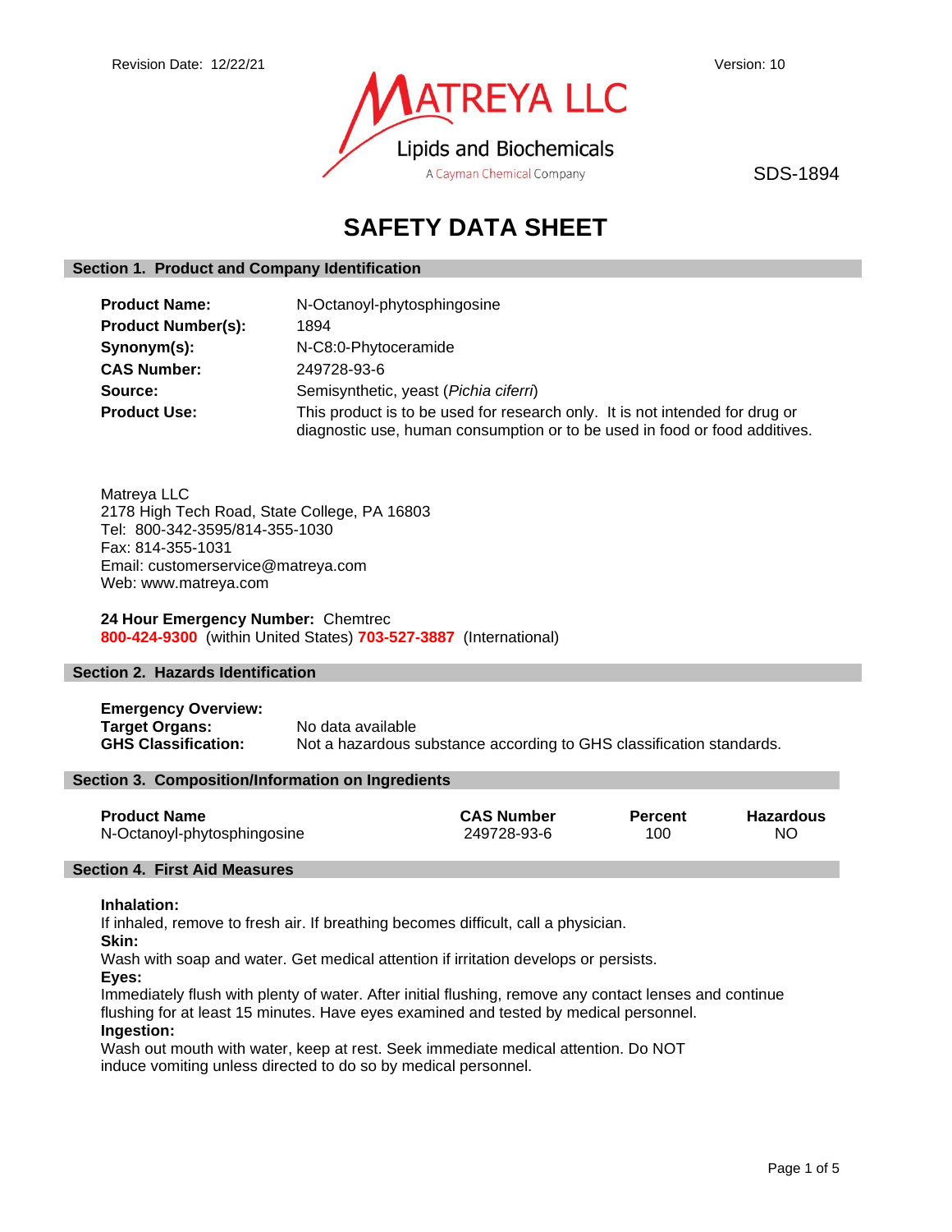Revision Date: 12/22/21

Version: 10

MATREYA LLC
Lipids and Biochemicals
A Cayman Chemical Company

SDS-1894

# SAFETY DATA SHEET

## Section 1. Product and Company Identification

**Product Name:** N-Octanoyl-phytosphingosine

**Product Number(s):** 1894

**Synonym(s):** N-C8:0-Phytoceramide

**CAS Number:** 249728-93-6

**Source:** Semisynthetic, yeast (*Pichia ciferri*)

**Product Use:** This product is to be used for research only. It is not intended for drug or diagnostic use, human consumption or to be used in food or food additives.

Matreya LLC
2178 High Tech Road, State College, PA 16803
Tel: 800-342-3595/814-355-1030
Fax: 814-355-1031
Email: customerservice@matreya.com
Web: www.matreya.com

**24 Hour Emergency Number:** Chemtrec
**800-424-9300** (within United States) **703-527-3887** (International)

## Section 2. Hazards Identification

**Emergency Overview:**

**Target Organs:** No data available

**GHS Classification:** Not a hazardous substance according to GHS classification standards.

## Section 3. Composition/Information on Ingredients

| Product Name | CAS Number | Percent | Hazardous |
|---|---|---|---|
| N-Octanoyl-phytosphingosine | 249728-93-6 | 100 | NO |

## Section 4. First Aid Measures

**Inhalation:**
If inhaled, remove to fresh air. If breathing becomes difficult, call a physician.

**Skin:**
Wash with soap and water. Get medical attention if irritation develops or persists.

**Eyes:**
Immediately flush with plenty of water. After initial flushing, remove any contact lenses and continue flushing for at least 15 minutes. Have eyes examined and tested by medical personnel.

**Ingestion:**
Wash out mouth with water, keep at rest. Seek immediate medical attention. Do NOT induce vomiting unless directed to do so by medical personnel.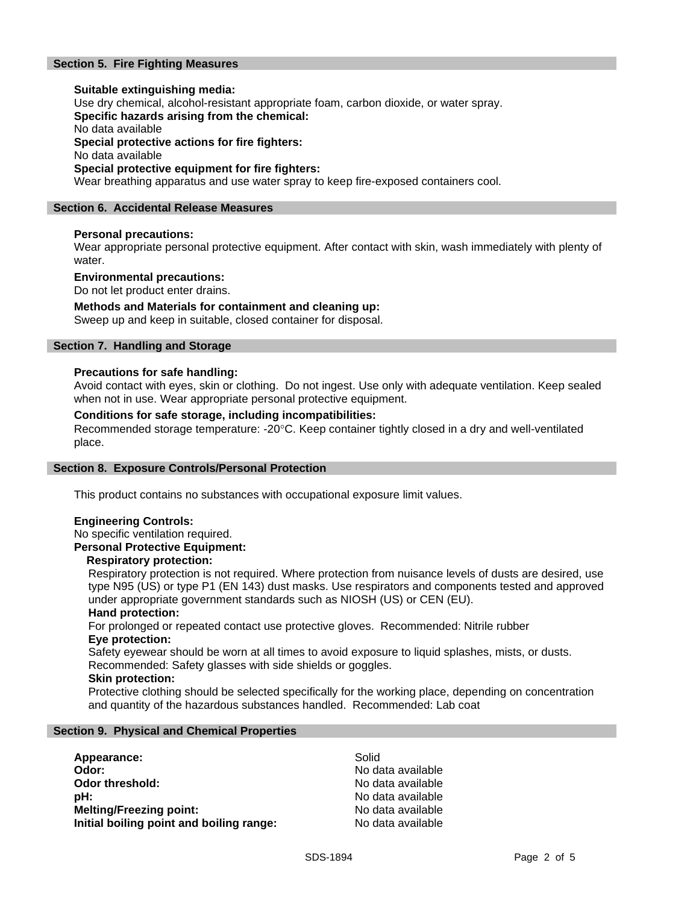## Section 5. Fire Fighting Measures

**Suitable extinguishing media:**
Use dry chemical, alcohol-resistant appropriate foam, carbon dioxide, or water spray.
**Specific hazards arising from the chemical:**
No data available
**Special protective actions for fire fighters:**
No data available
**Special protective equipment for fire fighters:**
Wear breathing apparatus and use water spray to keep fire-exposed containers cool.

## Section 6. Accidental Release Measures

**Personal precautions:**
Wear appropriate personal protective equipment. After contact with skin, wash immediately with plenty of water.

**Environmental precautions:**
Do not let product enter drains.

**Methods and Materials for containment and cleaning up:**
Sweep up and keep in suitable, closed container for disposal.

## Section 7. Handling and Storage

**Precautions for safe handling:**
Avoid contact with eyes, skin or clothing. Do not ingest. Use only with adequate ventilation. Keep sealed when not in use. Wear appropriate personal protective equipment.

**Conditions for safe storage, including incompatibilities:**
Recommended storage temperature: -20°C. Keep container tightly closed in a dry and well-ventilated place.

## Section 8. Exposure Controls/Personal Protection

This product contains no substances with occupational exposure limit values.

**Engineering Controls:**
No specific ventilation required.
**Personal Protective Equipment:**

**Respiratory protection:**
Respiratory protection is not required. Where protection from nuisance levels of dusts are desired, use type N95 (US) or type P1 (EN 143) dust masks. Use respirators and components tested and approved under appropriate government standards such as NIOSH (US) or CEN (EU).
**Hand protection:**
For prolonged or repeated contact use protective gloves. Recommended: Nitrile rubber
**Eye protection:**
Safety eyewear should be worn at all times to avoid exposure to liquid splashes, mists, or dusts. Recommended: Safety glasses with side shields or goggles.
**Skin protection:**
Protective clothing should be selected specifically for the working place, depending on concentration and quantity of the hazardous substances handled. Recommended: Lab coat

## Section 9. Physical and Chemical Properties

| | |
|---|---|
| **Appearance:** | Solid |
| **Odor:** | No data available |
| **Odor threshold:** | No data available |
| **pH:** | No data available |
| **Melting/Freezing point:** | No data available |
| **Initial boiling point and boiling range:** | No data available |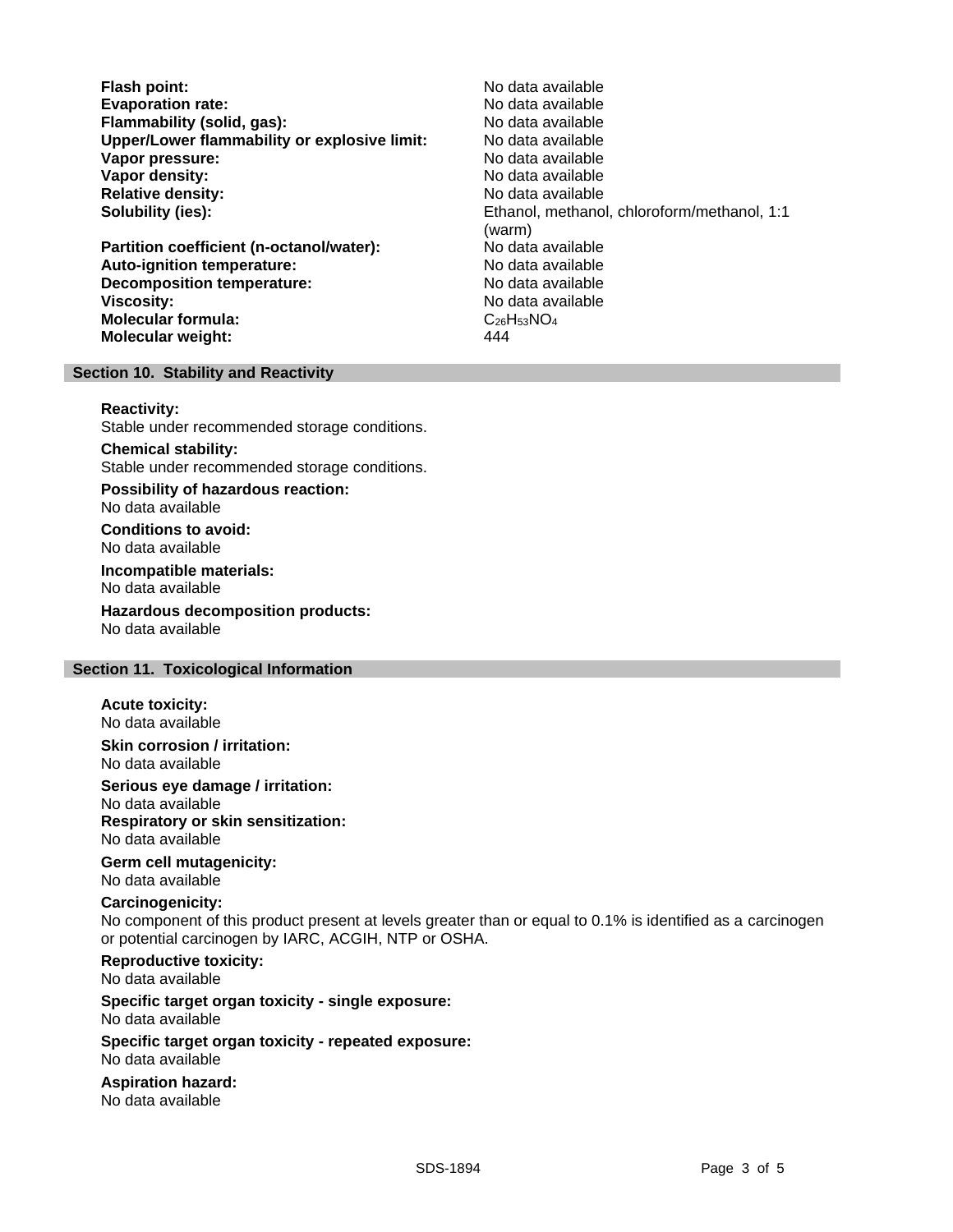| | |
|---|---|
| **Flash point:** | No data available |
| **Evaporation rate:** | No data available |
| **Flammability (solid, gas):** | No data available |
| **Upper/Lower flammability or explosive limit:** | No data available |
| **Vapor pressure:** | No data available |
| **Vapor density:** | No data available |
| **Relative density:** | No data available |
| **Solubility (ies):** | Ethanol, methanol, chloroform/methanol, 1:1 (warm) |
| **Partition coefficient (n-octanol/water):** | No data available |
| **Auto-ignition temperature:** | No data available |
| **Decomposition temperature:** | No data available |
| **Viscosity:** | No data available |
| **Molecular formula:** | $C_{26}H_{53}NO_4$ |
| **Molecular weight:** | 444 |

## Section 10. Stability and Reactivity

**Reactivity:**
Stable under recommended storage conditions.

**Chemical stability:**
Stable under recommended storage conditions.

**Possibility of hazardous reaction:**
No data available

**Conditions to avoid:**
No data available

**Incompatible materials:**
No data available

**Hazardous decomposition products:**
No data available

## Section 11. Toxicological Information

**Acute toxicity:**
No data available

**Skin corrosion / irritation:**
No data available

**Serious eye damage / irritation:**
No data available

**Respiratory or skin sensitization:**
No data available

**Germ cell mutagenicity:**
No data available

**Carcinogenicity:**
No component of this product present at levels greater than or equal to 0.1% is identified as a carcinogen or potential carcinogen by IARC, ACGIH, NTP or OSHA.

**Reproductive toxicity:**
No data available

**Specific target organ toxicity - single exposure:**
No data available

**Specific target organ toxicity - repeated exposure:**
No data available

**Aspiration hazard:**
No data available

SDS-1894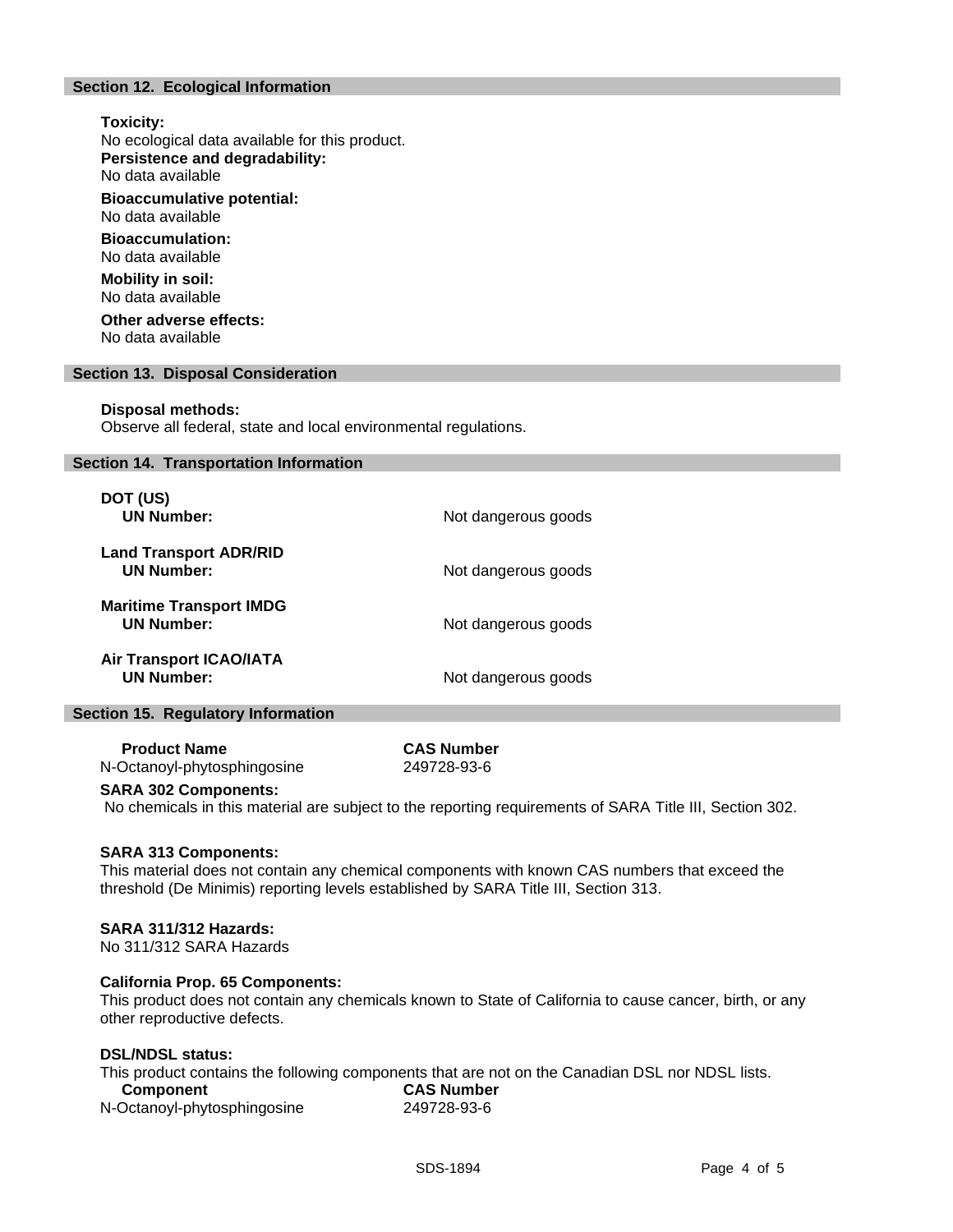## Section 12. Ecological Information

**Toxicity:**
No ecological data available for this product.

**Persistence and degradability:**
No data available

**Bioaccumulative potential:**
No data available

**Bioaccumulation:**
No data available

**Mobility in soil:**
No data available

**Other adverse effects:**
No data available

## Section 13. Disposal Consideration

**Disposal methods:**
Observe all federal, state and local environmental regulations.

## Section 14. Transportation Information

**DOT (US)**
**UN Number:** Not dangerous goods

**Land Transport ADR/RID**
**UN Number:** Not dangerous goods

**Maritime Transport IMDG**
**UN Number:** Not dangerous goods

**Air Transport ICAO/IATA**
**UN Number:** Not dangerous goods

## Section 15. Regulatory Information

| Product Name | CAS Number |
|---|---|
| N-Octanoyl-phytosphingosine | 249728-93-6 |

**SARA 302 Components:**
No chemicals in this material are subject to the reporting requirements of SARA Title III, Section 302.

**SARA 313 Components:**
This material does not contain any chemical components with known CAS numbers that exceed the threshold (De Minimis) reporting levels established by SARA Title III, Section 313.

**SARA 311/312 Hazards:**
No 311/312 SARA Hazards

**California Prop. 65 Components:**
This product does not contain any chemicals known to State of California to cause cancer, birth, or any other reproductive defects.

**DSL/NDSL status:**
This product contains the following components that are not on the Canadian DSL nor NDSL lists.

| Component | CAS Number |
|---|---|
| N-Octanoyl-phytosphingosine | 249728-93-6 |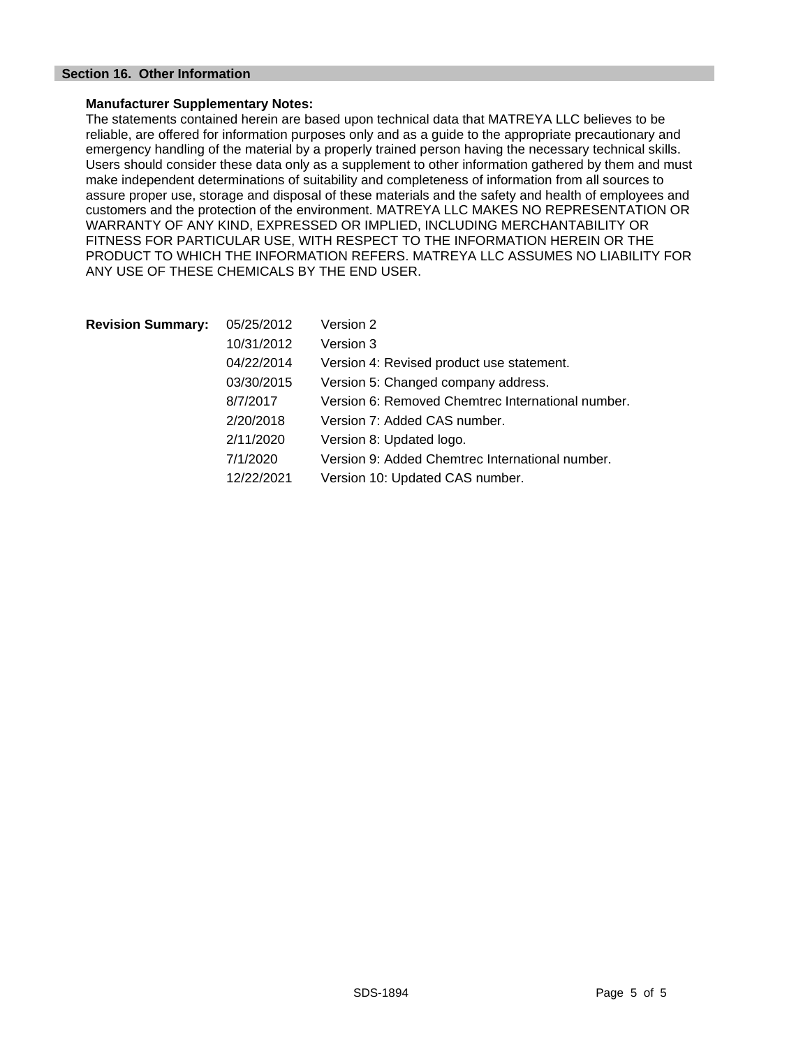## Section 16. Other Information

**Manufacturer Supplementary Notes:**

The statements contained herein are based upon technical data that MATREYA LLC believes to be reliable, are offered for information purposes only and as a guide to the appropriate precautionary and emergency handling of the material by a properly trained person having the necessary technical skills. Users should consider these data only as a supplement to other information gathered by them and must make independent determinations of suitability and completeness of information from all sources to assure proper use, storage and disposal of these materials and the safety and health of employees and customers and the protection of the environment. MATREYA LLC MAKES NO REPRESENTATION OR WARRANTY OF ANY KIND, EXPRESSED OR IMPLIED, INCLUDING MERCHANTABILITY OR FITNESS FOR PARTICULAR USE, WITH RESPECT TO THE INFORMATION HEREIN OR THE PRODUCT TO WHICH THE INFORMATION REFERS. MATREYA LLC ASSUMES NO LIABILITY FOR ANY USE OF THESE CHEMICALS BY THE END USER.

| | | |
|---|---|---|
| **Revision Summary:** | 05/25/2012 | Version 2 |
| | 10/31/2012 | Version 3 |
| | 04/22/2014 | Version 4: Revised product use statement. |
| | 03/30/2015 | Version 5: Changed company address. |
| | 8/7/2017 | Version 6: Removed Chemtrec International number. |
| | 2/20/2018 | Version 7: Added CAS number. |
| | 2/11/2020 | Version 8: Updated logo. |
| | 7/1/2020 | Version 9: Added Chemtrec International number. |
| | 12/22/2021 | Version 10: Updated CAS number. |

SDS-1894